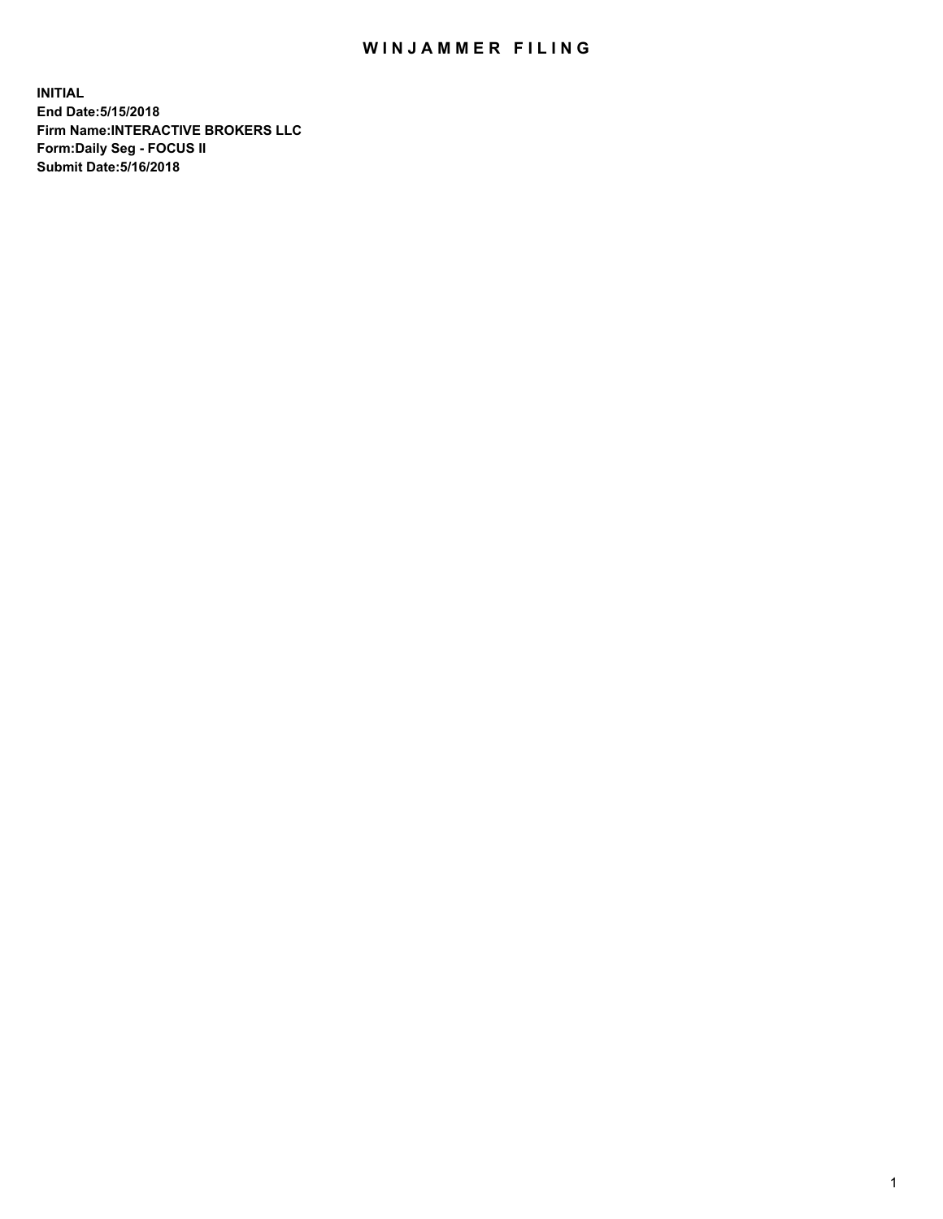# WINJAMMER FILING

**INITIAL**
**End Date:5/15/2018**
**Firm Name:INTERACTIVE BROKERS LLC**
**Form:Daily Seg - FOCUS II**
**Submit Date:5/16/2018**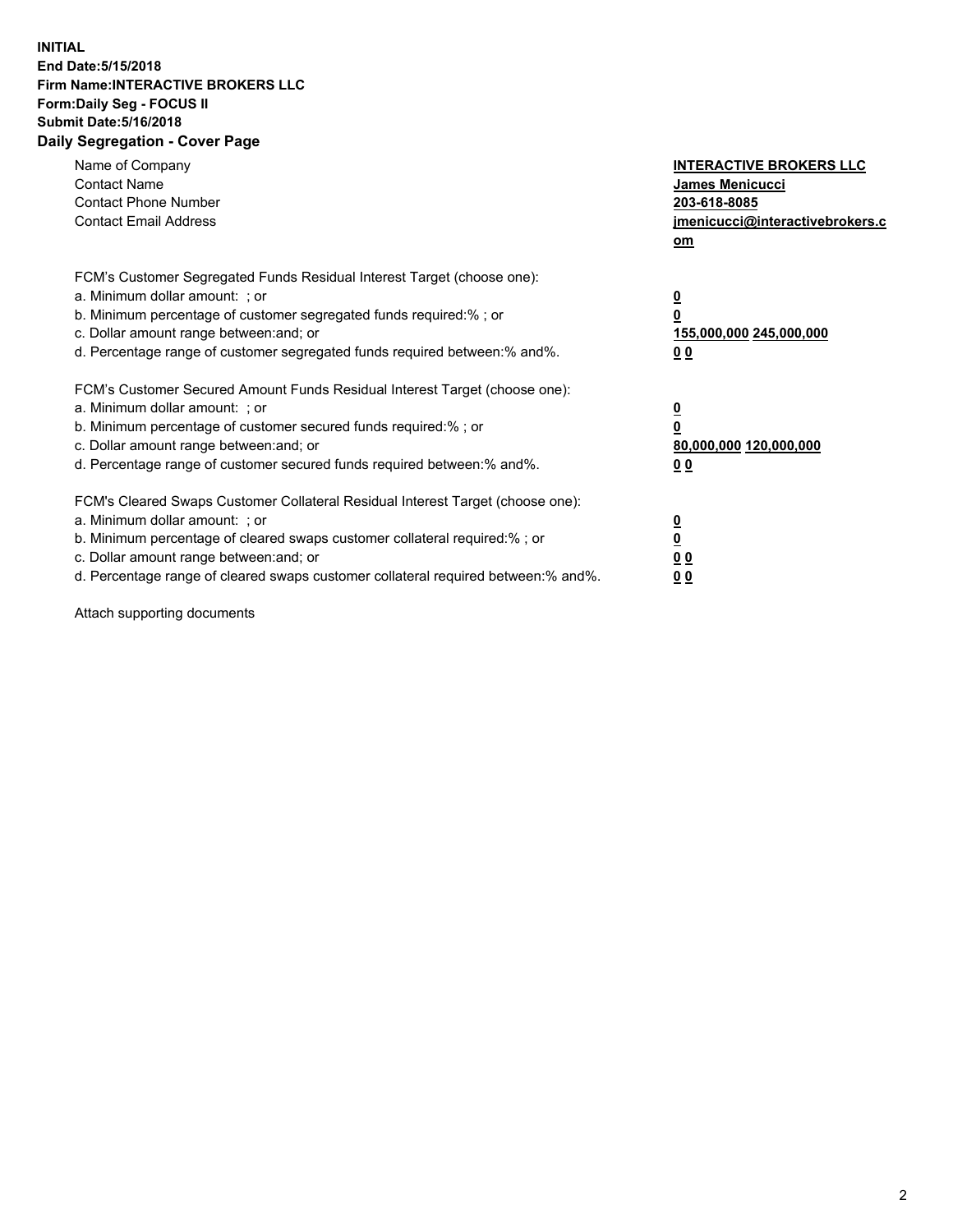**INITIAL**
**End Date:5/15/2018**
**Firm Name:INTERACTIVE BROKERS LLC**
**Form:Daily Seg - FOCUS II**
**Submit Date:5/16/2018**
**Daily Segregation - Cover Page**

| | |
|---|---|
| Name of Company | **INTERACTIVE BROKERS LLC** |
| Contact Name | **James Menicucci** |
| Contact Phone Number | **203-618-8085** |
| Contact Email Address | **jmenicucci@interactivebrokers.com** |

FCM's Customer Segregated Funds Residual Interest Target (choose one):

| | |
|---|---|
| a. Minimum dollar amount: ; or | **0** |
| b. Minimum percentage of customer segregated funds required:% ; or | **0** |
| c. Dollar amount range between:and; or | **155,000,000 245,000,000** |
| d. Percentage range of customer segregated funds required between:% and%. | **0 0** |

FCM's Customer Secured Amount Funds Residual Interest Target (choose one):

| | |
|---|---|
| a. Minimum dollar amount: ; or | **0** |
| b. Minimum percentage of customer secured funds required:% ; or | **0** |
| c. Dollar amount range between:and; or | **80,000,000 120,000,000** |
| d. Percentage range of customer secured funds required between:% and%. | **0 0** |

FCM's Cleared Swaps Customer Collateral Residual Interest Target (choose one):

| | |
|---|---|
| a. Minimum dollar amount: ; or | **0** |
| b. Minimum percentage of cleared swaps customer collateral required:% ; or | **0** |
| c. Dollar amount range between:and; or | **0 0** |
| d. Percentage range of cleared swaps customer collateral required between:% and%. | **0 0** |

Attach supporting documents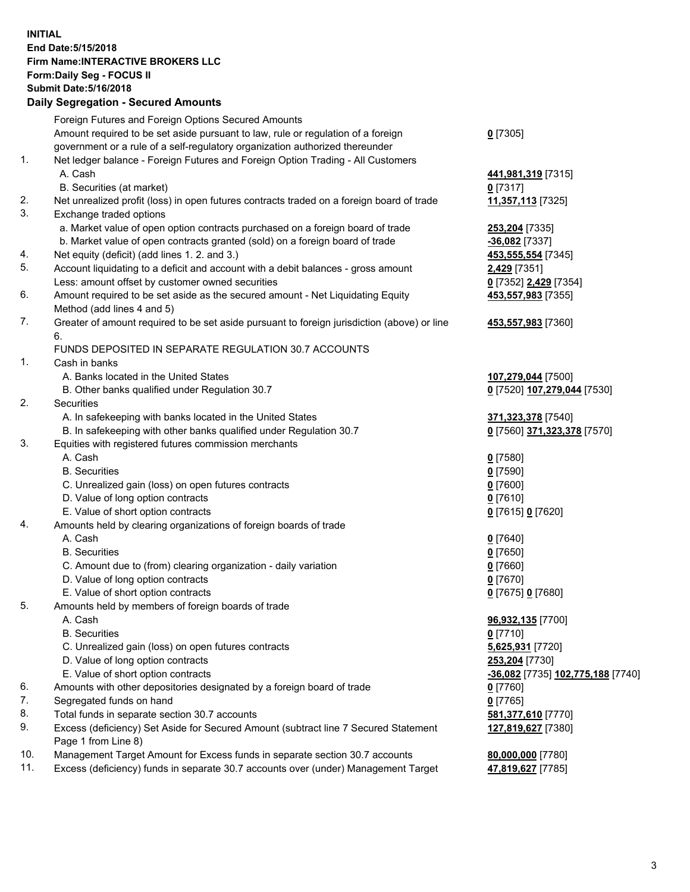**INITIAL**
**End Date:5/15/2018**
**Firm Name:INTERACTIVE BROKERS LLC**
**Form:Daily Seg - FOCUS II**
**Submit Date:5/16/2018**
**Daily Segregation - Secured Amounts**

| | | |
|---|---|---|
| | Foreign Futures and Foreign Options Secured Amounts | |
| | Amount required to be set aside pursuant to law, rule or regulation of a foreign government or a rule of a self-regulatory organization authorized thereunder | **0** [7305] |
| 1. | Net ledger balance - Foreign Futures and Foreign Option Trading - All Customers | |
| | A. Cash | **441,981,319** [7315] |
| | B. Securities (at market) | **0** [7317] |
| 2. | Net unrealized profit (loss) in open futures contracts traded on a foreign board of trade | **11,357,113** [7325] |
| 3. | Exchange traded options | |
| | a. Market value of open option contracts purchased on a foreign board of trade | **253,204** [7335] |
| | b. Market value of open contracts granted (sold) on a foreign board of trade | **-36,082** [7337] |
| 4. | Net equity (deficit) (add lines 1. 2. and 3.) | **453,555,554** [7345] |
| 5. | Account liquidating to a deficit and account with a debit balances - gross amount | **2,429** [7351] |
| | Less: amount offset by customer owned securities | **0** [7352] **2,429** [7354] |
| 6. | Amount required to be set aside as the secured amount - Net Liquidating Equity Method (add lines 4 and 5) | **453,557,983** [7355] |
| 7. | Greater of amount required to be set aside pursuant to foreign jurisdiction (above) or line 6. | **453,557,983** [7360] |
| | FUNDS DEPOSITED IN SEPARATE REGULATION 30.7 ACCOUNTS | |
| 1. | Cash in banks | |
| | A. Banks located in the United States | **107,279,044** [7500] |
| | B. Other banks qualified under Regulation 30.7 | **0** [7520] **107,279,044** [7530] |
| 2. | Securities | |
| | A. In safekeeping with banks located in the United States | **371,323,378** [7540] |
| | B. In safekeeping with other banks qualified under Regulation 30.7 | **0** [7560] **371,323,378** [7570] |
| 3. | Equities with registered futures commission merchants | |
| | A. Cash | **0** [7580] |
| | B. Securities | **0** [7590] |
| | C. Unrealized gain (loss) on open futures contracts | **0** [7600] |
| | D. Value of long option contracts | **0** [7610] |
| | E. Value of short option contracts | **0** [7615] **0** [7620] |
| 4. | Amounts held by clearing organizations of foreign boards of trade | |
| | A. Cash | **0** [7640] |
| | B. Securities | **0** [7650] |
| | C. Amount due to (from) clearing organization - daily variation | **0** [7660] |
| | D. Value of long option contracts | **0** [7670] |
| | E. Value of short option contracts | **0** [7675] **0** [7680] |
| 5. | Amounts held by members of foreign boards of trade | |
| | A. Cash | **96,932,135** [7700] |
| | B. Securities | **0** [7710] |
| | C. Unrealized gain (loss) on open futures contracts | **5,625,931** [7720] |
| | D. Value of long option contracts | **253,204** [7730] |
| | E. Value of short option contracts | **-36,082** [7735] **102,775,188** [7740] |
| 6. | Amounts with other depositories designated by a foreign board of trade | **0** [7760] |
| 7. | Segregated funds on hand | **0** [7765] |
| 8. | Total funds in separate section 30.7 accounts | **581,377,610** [7770] |
| 9. | Excess (deficiency) Set Aside for Secured Amount (subtract line 7 Secured Statement Page 1 from Line 8) | **127,819,627** [7380] |
| 10. | Management Target Amount for Excess funds in separate section 30.7 accounts | **80,000,000** [7780] |
| 11. | Excess (deficiency) funds in separate 30.7 accounts over (under) Management Target | **47,819,627** [7785] |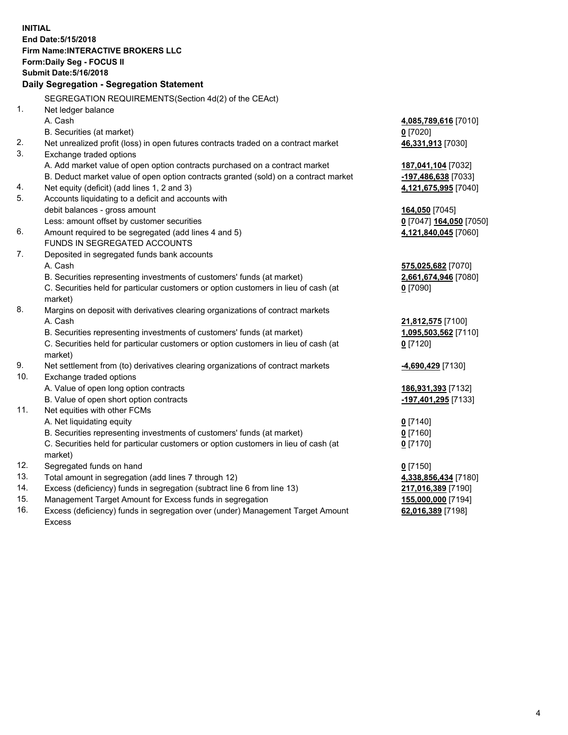**INITIAL**
**End Date:5/15/2018**
**Firm Name:INTERACTIVE BROKERS LLC**
**Form:Daily Seg - FOCUS II**
**Submit Date:5/16/2018**
**Daily Segregation - Segregation Statement**

| | | |
|---|---|---|
| | SEGREGATION REQUIREMENTS(Section 4d(2) of the CEAct) | |
| 1. | Net ledger balance | |
| | A. Cash | **4,085,789,616** [7010] |
| | B. Securities (at market) | **0** [7020] |
| 2. | Net unrealized profit (loss) in open futures contracts traded on a contract market | **46,331,913** [7030] |
| 3. | Exchange traded options | |
| | A. Add market value of open option contracts purchased on a contract market | **187,041,104** [7032] |
| | B. Deduct market value of open option contracts granted (sold) on a contract market | **-197,486,638** [7033] |
| 4. | Net equity (deficit) (add lines 1, 2 and 3) | **4,121,675,995** [7040] |
| 5. | Accounts liquidating to a deficit and accounts with | |
| | debit balances - gross amount | **164,050** [7045] |
| | Less: amount offset by customer securities | **0** [7047] **164,050** [7050] |
| 6. | Amount required to be segregated (add lines 4 and 5) | **4,121,840,045** [7060] |
| | FUNDS IN SEGREGATED ACCOUNTS | |
| 7. | Deposited in segregated funds bank accounts | |
| | A. Cash | **575,025,682** [7070] |
| | B. Securities representing investments of customers' funds (at market) | **2,661,674,946** [7080] |
| | C. Securities held for particular customers or option customers in lieu of cash (at market) | **0** [7090] |
| 8. | Margins on deposit with derivatives clearing organizations of contract markets | |
| | A. Cash | **21,812,575** [7100] |
| | B. Securities representing investments of customers' funds (at market) | **1,095,503,562** [7110] |
| | C. Securities held for particular customers or option customers in lieu of cash (at market) | **0** [7120] |
| 9. | Net settlement from (to) derivatives clearing organizations of contract markets | **-4,690,429** [7130] |
| 10. | Exchange traded options | |
| | A. Value of open long option contracts | **186,931,393** [7132] |
| | B. Value of open short option contracts | **-197,401,295** [7133] |
| 11. | Net equities with other FCMs | |
| | A. Net liquidating equity | **0** [7140] |
| | B. Securities representing investments of customers' funds (at market) | **0** [7160] |
| | C. Securities held for particular customers or option customers in lieu of cash (at market) | **0** [7170] |
| 12. | Segregated funds on hand | **0** [7150] |
| 13. | Total amount in segregation (add lines 7 through 12) | **4,338,856,434** [7180] |
| 14. | Excess (deficiency) funds in segregation (subtract line 6 from line 13) | **217,016,389** [7190] |
| 15. | Management Target Amount for Excess funds in segregation | **155,000,000** [7194] |
| 16. | Excess (deficiency) funds in segregation over (under) Management Target Amount Excess | **62,016,389** [7198] |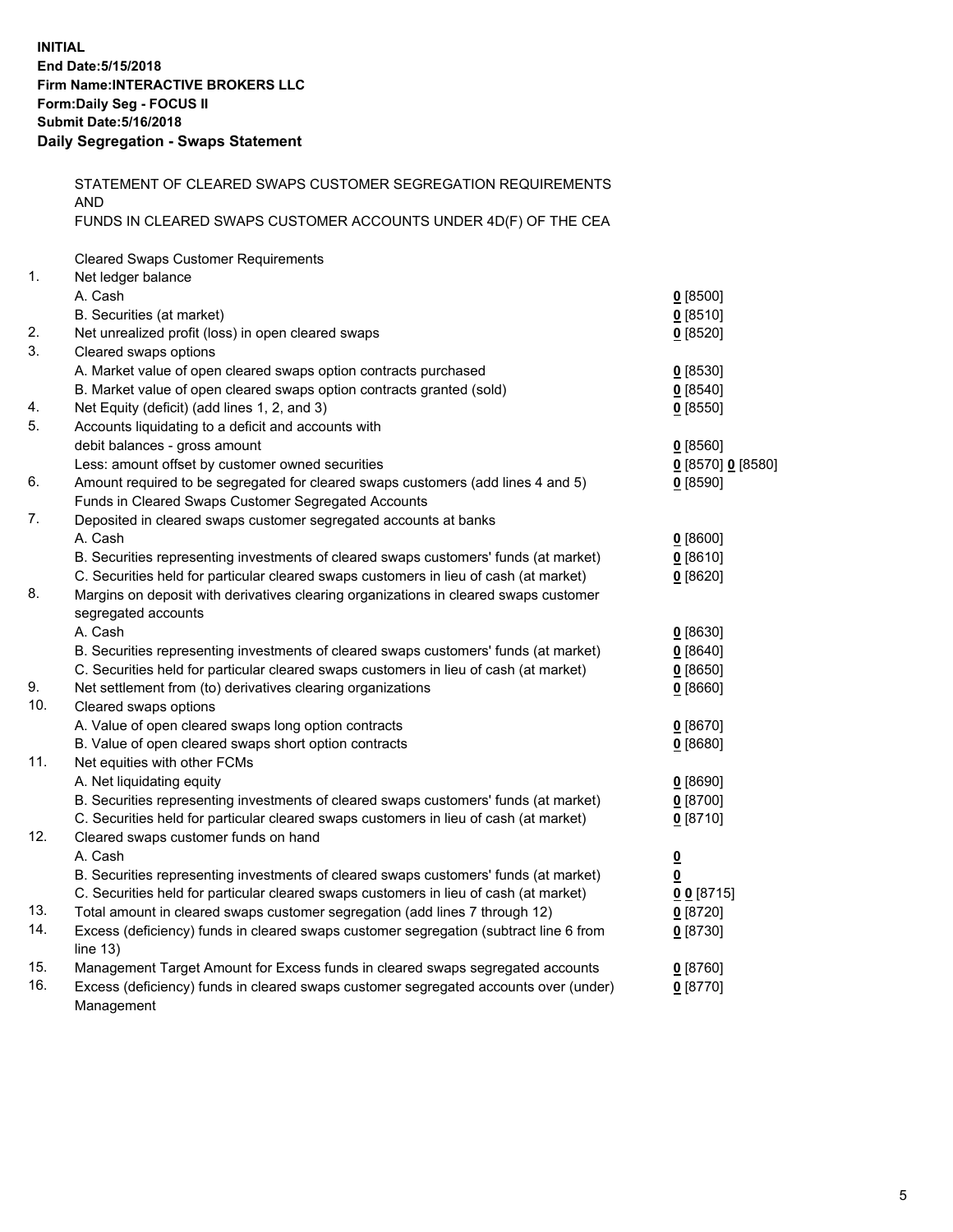**INITIAL**
**End Date:5/15/2018**
**Firm Name:INTERACTIVE BROKERS LLC**
**Form:Daily Seg - FOCUS II**
**Submit Date:5/16/2018**
**Daily Segregation - Swaps Statement**

STATEMENT OF CLEARED SWAPS CUSTOMER SEGREGATION REQUIREMENTS AND FUNDS IN CLEARED SWAPS CUSTOMER ACCOUNTS UNDER 4D(F) OF THE CEA

| | | |
|---|---|---|
| | Cleared Swaps Customer Requirements | |
| 1. | Net ledger balance | |
| | A. Cash | 0 [8500] |
| | B. Securities (at market) | 0 [8510] |
| 2. | Net unrealized profit (loss) in open cleared swaps | 0 [8520] |
| 3. | Cleared swaps options | |
| | A. Market value of open cleared swaps option contracts purchased | 0 [8530] |
| | B. Market value of open cleared swaps option contracts granted (sold) | 0 [8540] |
| 4. | Net Equity (deficit) (add lines 1, 2, and 3) | 0 [8550] |
| 5. | Accounts liquidating to a deficit and accounts with | |
| | debit balances - gross amount | 0 [8560] |
| | Less: amount offset by customer owned securities | 0 [8570] 0 [8580] |
| 6. | Amount required to be segregated for cleared swaps customers (add lines 4 and 5) | 0 [8590] |
| | Funds in Cleared Swaps Customer Segregated Accounts | |
| 7. | Deposited in cleared swaps customer segregated accounts at banks | |
| | A. Cash | 0 [8600] |
| | B. Securities representing investments of cleared swaps customers' funds (at market) | 0 [8610] |
| | C. Securities held for particular cleared swaps customers in lieu of cash (at market) | 0 [8620] |
| 8. | Margins on deposit with derivatives clearing organizations in cleared swaps customer segregated accounts | |
| | A. Cash | 0 [8630] |
| | B. Securities representing investments of cleared swaps customers' funds (at market) | 0 [8640] |
| | C. Securities held for particular cleared swaps customers in lieu of cash (at market) | 0 [8650] |
| 9. | Net settlement from (to) derivatives clearing organizations | 0 [8660] |
| 10. | Cleared swaps options | |
| | A. Value of open cleared swaps long option contracts | 0 [8670] |
| | B. Value of open cleared swaps short option contracts | 0 [8680] |
| 11. | Net equities with other FCMs | |
| | A. Net liquidating equity | 0 [8690] |
| | B. Securities representing investments of cleared swaps customers' funds (at market) | 0 [8700] |
| | C. Securities held for particular cleared swaps customers in lieu of cash (at market) | 0 [8710] |
| 12. | Cleared swaps customer funds on hand | |
| | A. Cash | 0 |
| | B. Securities representing investments of cleared swaps customers' funds (at market) | 0 |
| | C. Securities held for particular cleared swaps customers in lieu of cash (at market) | 0 0 [8715] |
| 13. | Total amount in cleared swaps customer segregation (add lines 7 through 12) | 0 [8720] |
| 14. | Excess (deficiency) funds in cleared swaps customer segregation (subtract line 6 from line 13) | 0 [8730] |
| 15. | Management Target Amount for Excess funds in cleared swaps segregated accounts | 0 [8760] |
| 16. | Excess (deficiency) funds in cleared swaps customer segregated accounts over (under) Management | 0 [8770] |